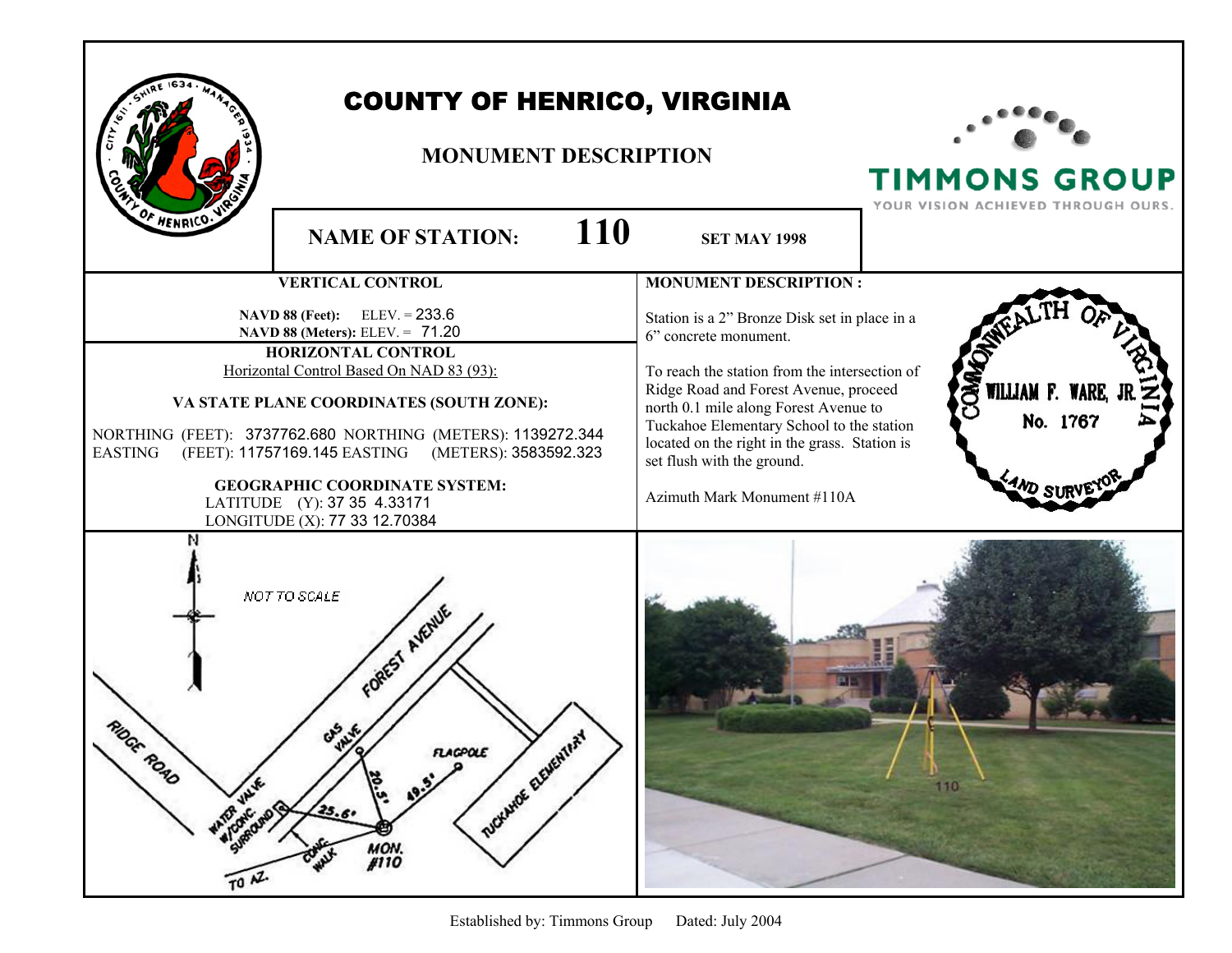# COUNTY OF HENRICO, VIRGINIA

## MONUMENT DESCRIPTION

TIMMONS GROUP
YOUR VISION ACHIEVED THROUGH OURS.

**NAME OF STATION: 110** **SET MAY 1998**

### VERTICAL CONTROL

**NAVD 88 (Feet):** ELEV. = 233.6
**NAVD 88 (Meters):** ELEV. = 71.20

### HORIZONTAL CONTROL

Horizontal Control Based On NAD 83 (93):

**VA STATE PLANE COORDINATES (SOUTH ZONE):**

NORTHING (FEET): 3737762.680 NORTHING (METERS): 1139272.344
EASTING (FEET): 11757169.145 EASTING (METERS): 3583592.323

**GEOGRAPHIC COORDINATE SYSTEM:**

LATITUDE (Y): 37 35 4.33171
LONGITUDE (X): 77 33 12.70384

### MONUMENT DESCRIPTION :

Station is a 2" Bronze Disk set in place in a 6" concrete monument.

To reach the station from the intersection of Ridge Road and Forest Avenue, proceed north 0.1 mile along Forest Avenue to Tuckahoe Elementary School to the station located on the right in the grass. Station is set flush with the ground.

Azimuth Mark Monument #110A

COMMONWEALTH OF VIRGINIA
WILLIAM F. WARE, JR.
No. 1767
LAND SURVEYOR

N

NOT TO SCALE

FOREST AVENUE
RIDGE ROAD
GAS VALVE
FLAGPOLE
20.5'
49.5'
25.6'
WATER VALVE W/CONC. SURROUND
TUCKAHOE ELEMENTARY
CONC. WALK
MON. #110
TO AZ.

110

Established by: Timmons Group Dated: July 2004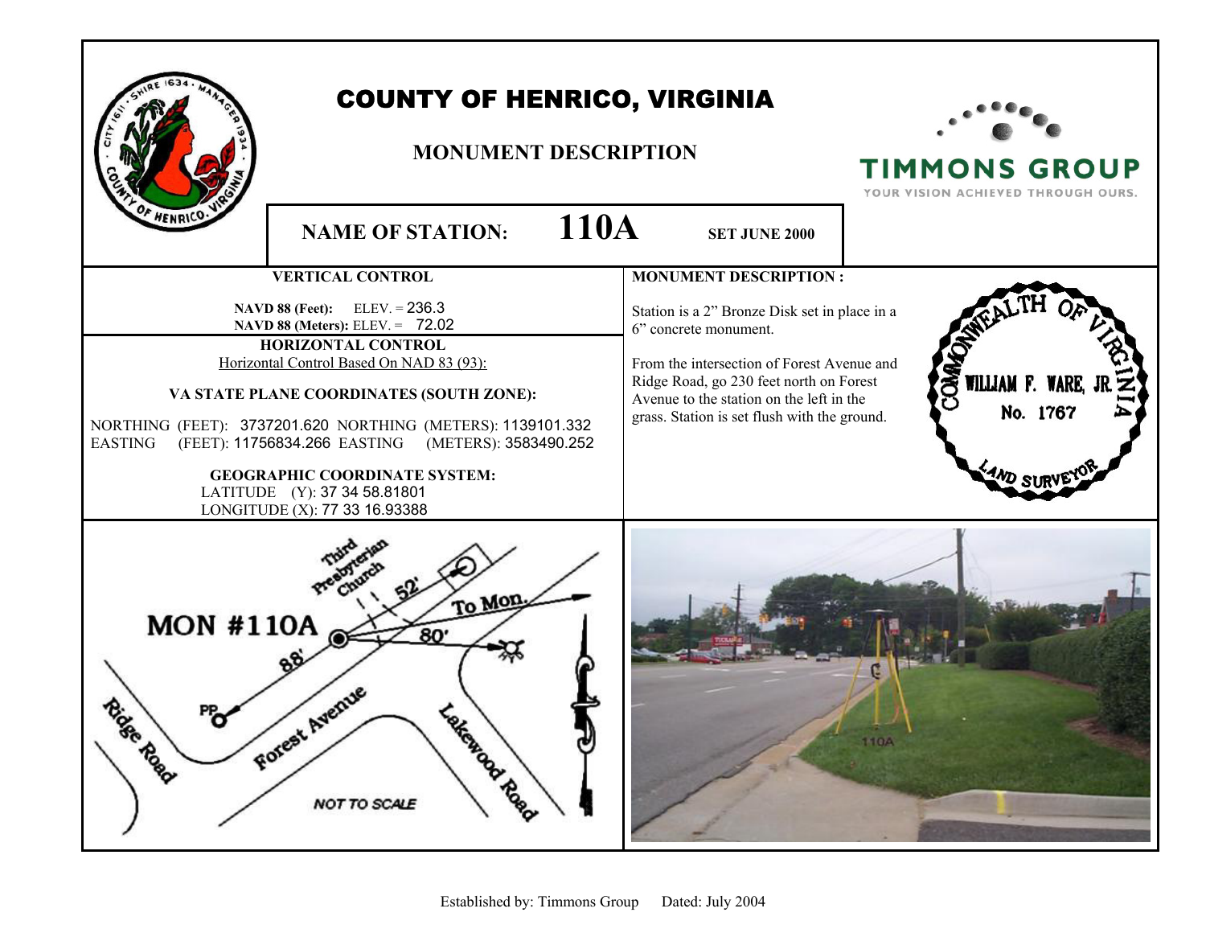# COUNTY OF HENRICO, VIRGINIA

## MONUMENT DESCRIPTION

TIMMONS GROUP
YOUR VISION ACHIEVED THROUGH OURS.

**NAME OF STATION: 110A** **SET JUNE 2000**

### VERTICAL CONTROL

**NAVD 88 (Feet):** ELEV. = 236.3
**NAVD 88 (Meters):** ELEV. = 72.02

### HORIZONTAL CONTROL

Horizontal Control Based On NAD 83 (93):

**VA STATE PLANE COORDINATES (SOUTH ZONE):**

NORTHING (FEET): 3737201.620 NORTHING (METERS): 1139101.332
EASTING (FEET): 11756834.266 EASTING (METERS): 3583490.252

**GEOGRAPHIC COORDINATE SYSTEM:**

LATITUDE (Y): 37 34 58.81801
LONGITUDE (X): 77 33 16.93388

### MONUMENT DESCRIPTION :

Station is a 2" Bronze Disk set in place in a 6" concrete monument.

From the intersection of Forest Avenue and Ridge Road, go 230 feet north on Forest Avenue to the station on the left in the grass. Station is set flush with the ground.

COMMONWEALTH OF VIRGINIA
WILLIAM F. WARE, JR.
No. 1767
LAND SURVEYOR

MON #110A
Third Presbyterian Church
52'
To Mon.
80'
88'
PP
Ridge Road
Forest Avenue
Lakewood Road
NOT TO SCALE

110A

Established by: Timmons Group Dated: July 2004